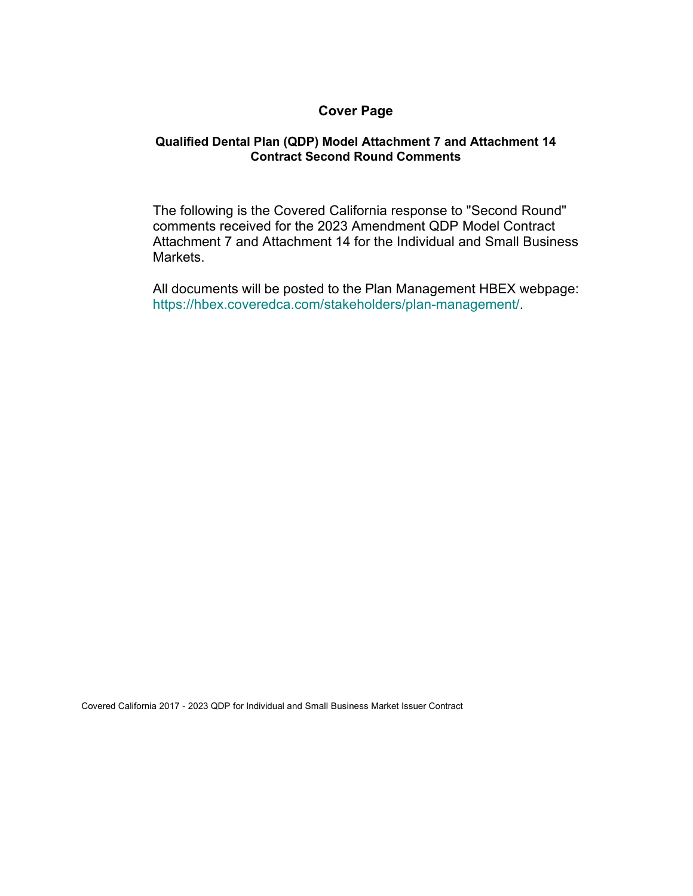# Cover Page

## Qualified Dental Plan (QDP) Model Attachment 7 and Attachment 14 Contract Second Round Comments

The following is the Covered California response to "Second Round" comments received for the 2023 Amendment QDP Model Contract Attachment 7 and Attachment 14 for the Individual and Small Business Markets.

All documents will be posted to the Plan Management HBEX webpage: https://hbex.coveredca.com/stakeholders/plan-management/.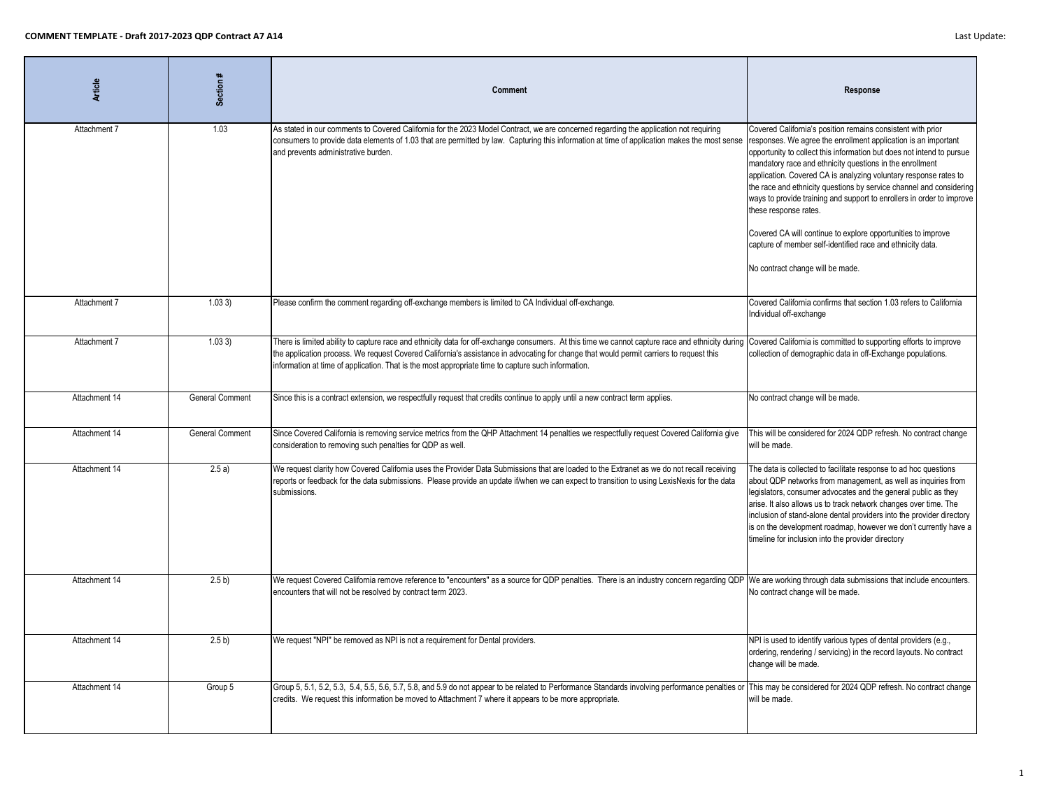**COMMENT TEMPLATE - Draft 2017-2023 QDP Contract A7 A14**

Last Update:

| Article | Section # | Comment | Response |
|---|---|---|---|
| Attachment 7 | 1.03 | As stated in our comments to Covered California for the 2023 Model Contract, we are concerned regarding the application not requiring consumers to provide data elements of 1.03 that are permitted by law. Capturing this information at time of application makes the most sense and prevents administrative burden. | Covered California's position remains consistent with prior responses. We agree the enrollment application is an important opportunity to collect this information but does not intend to pursue mandatory race and ethnicity questions in the enrollment application. Covered CA is analyzing voluntary response rates to the race and ethnicity questions by service channel and considering ways to provide training and support to enrollers in order to improve these response rates.<br><br>Covered CA will continue to explore opportunities to improve capture of member self-identified race and ethnicity data.<br><br>No contract change will be made. |
| Attachment 7 | 1.03 3) | Please confirm the comment regarding off-exchange members is limited to CA Individual off-exchange. | Covered California confirms that section 1.03 refers to California Individual off-exchange |
| Attachment 7 | 1.03 3) | There is limited ability to capture race and ethnicity data for off-exchange consumers. At this time we cannot capture race and ethnicity during the application process. We request Covered California's assistance in advocating for change that would permit carriers to request this information at time of application. That is the most appropriate time to capture such information. | Covered California is committed to supporting efforts to improve collection of demographic data in off-Exchange populations. |
| Attachment 14 | General Comment | Since this is a contract extension, we respectfully request that credits continue to apply until a new contract term applies. | No contract change will be made. |
| Attachment 14 | General Comment | Since Covered California is removing service metrics from the QHP Attachment 14 penalties we respectfully request Covered California give consideration to removing such penalties for QDP as well. | This will be considered for 2024 QDP refresh. No contract change will be made. |
| Attachment 14 | 2.5 a) | We request clarity how Covered California uses the Provider Data Submissions that are loaded to the Extranet as we do not recall receiving reports or feedback for the data submissions. Please provide an update if/when we can expect to transition to using LexisNexis for the data submissions. | The data is collected to facilitate response to ad hoc questions about QDP networks from management, as well as inquiries from legislators, consumer advocates and the general public as they arise. It also allows us to track network changes over time. The inclusion of stand-alone dental providers into the provider directory is on the development roadmap, however we don't currently have a timeline for inclusion into the provider directory |
| Attachment 14 | 2.5 b) | We request Covered California remove reference to "encounters" as a source for QDP penalties. There is an industry concern regarding QDP encounters that will not be resolved by contract term 2023. | We are working through data submissions that include encounters. No contract change will be made. |
| Attachment 14 | 2.5 b) | We request "NPI" be removed as NPI is not a requirement for Dental providers. | NPI is used to identify various types of dental providers (e.g., ordering, rendering / servicing) in the record layouts. No contract change will be made. |
| Attachment 14 | Group 5 | Group 5, 5.1, 5.2, 5.3, 5.4, 5.5, 5.6, 5.7, 5.8, and 5.9 do not appear to be related to Performance Standards involving performance penalties or credits. We request this information be moved to Attachment 7 where it appears to be more appropriate. | This may be considered for 2024 QDP refresh. No contract change will be made. |